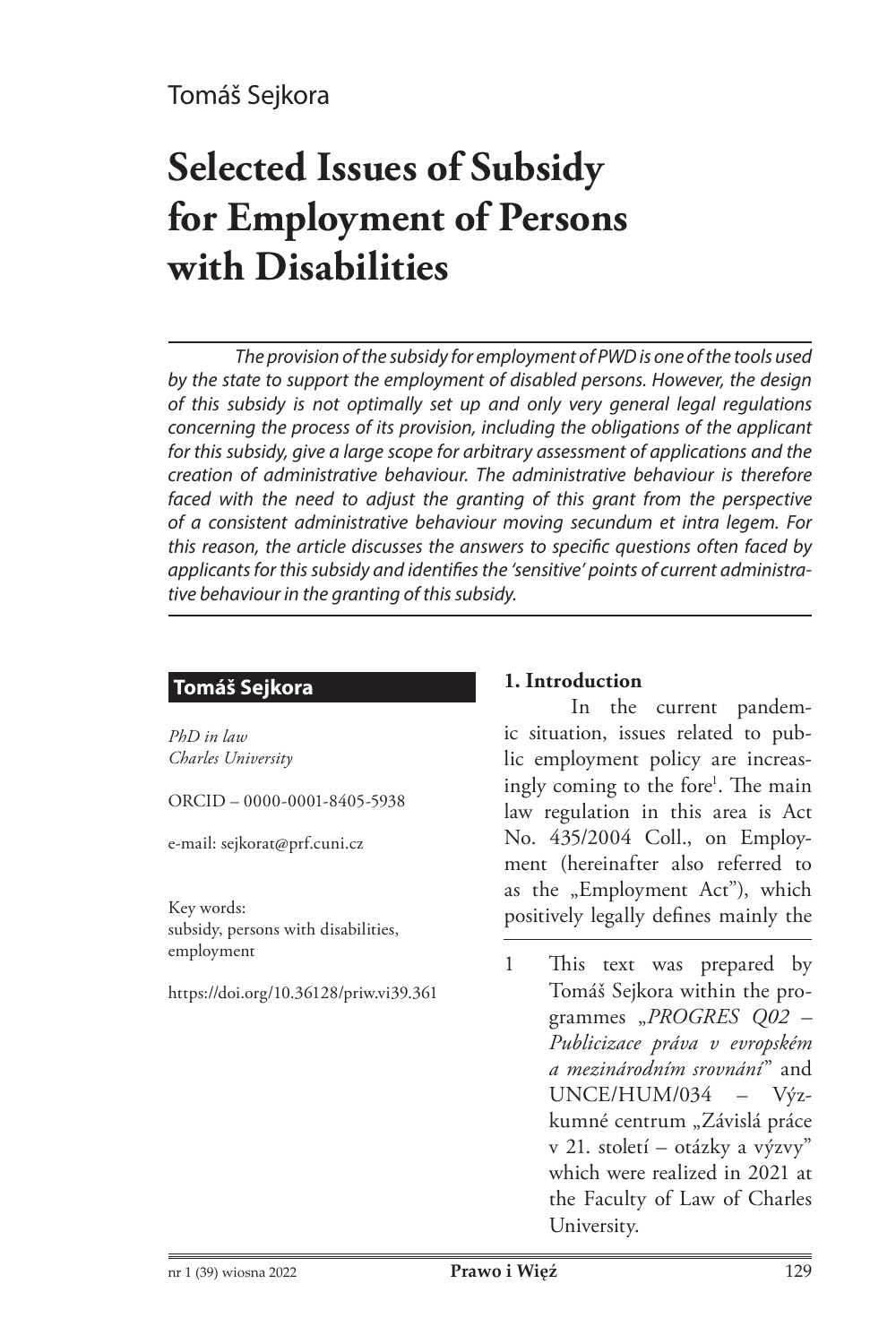Tomáš Sejkora

# Selected Issues of Subsidy for Employment of Persons with Disabilities

*The provision of the subsidy for employment of PWD is one of the tools used by the state to support the employment of disabled persons. However, the design of this subsidy is not optimally set up and only very general legal regulations concerning the process of its provision, including the obligations of the applicant for this subsidy, give a large scope for arbitrary assessment of applications and the creation of administrative behaviour. The administrative behaviour is therefore faced with the need to adjust the granting of this grant from the perspective of a consistent administrative behaviour moving secundum et intra legem. For this reason, the article discusses the answers to specific questions often faced by applicants for this subsidy and identifies the 'sensitive' points of current administrative behaviour in the granting of this subsidy.*

**Tomáš Sejkora**

*PhD in law*
*Charles University*

ORCID – 0000-0001-8405-5938

e-mail: sejkorat@prf.cuni.cz

Key words:
subsidy, persons with disabilities, employment

https://doi.org/10.36128/priw.vi39.361

## 1. Introduction

In the current pandemic situation, issues related to public employment policy are increasingly coming to the fore[1]. The main law regulation in this area is Act No. 435/2004 Coll., on Employment (hereinafter also referred to as the „Employment Act"), which positively legally defines mainly the

1 This text was prepared by Tomáš Sejkora within the programmes „*PROGRES Q02 – Publicizace práva v evropském a mezinárodním srovnání*" and UNCE/HUM/034 – Výzkumné centrum „Závislá práce v 21. století – otázky a výzvy" which were realized in 2021 at the Faculty of Law of Charles University.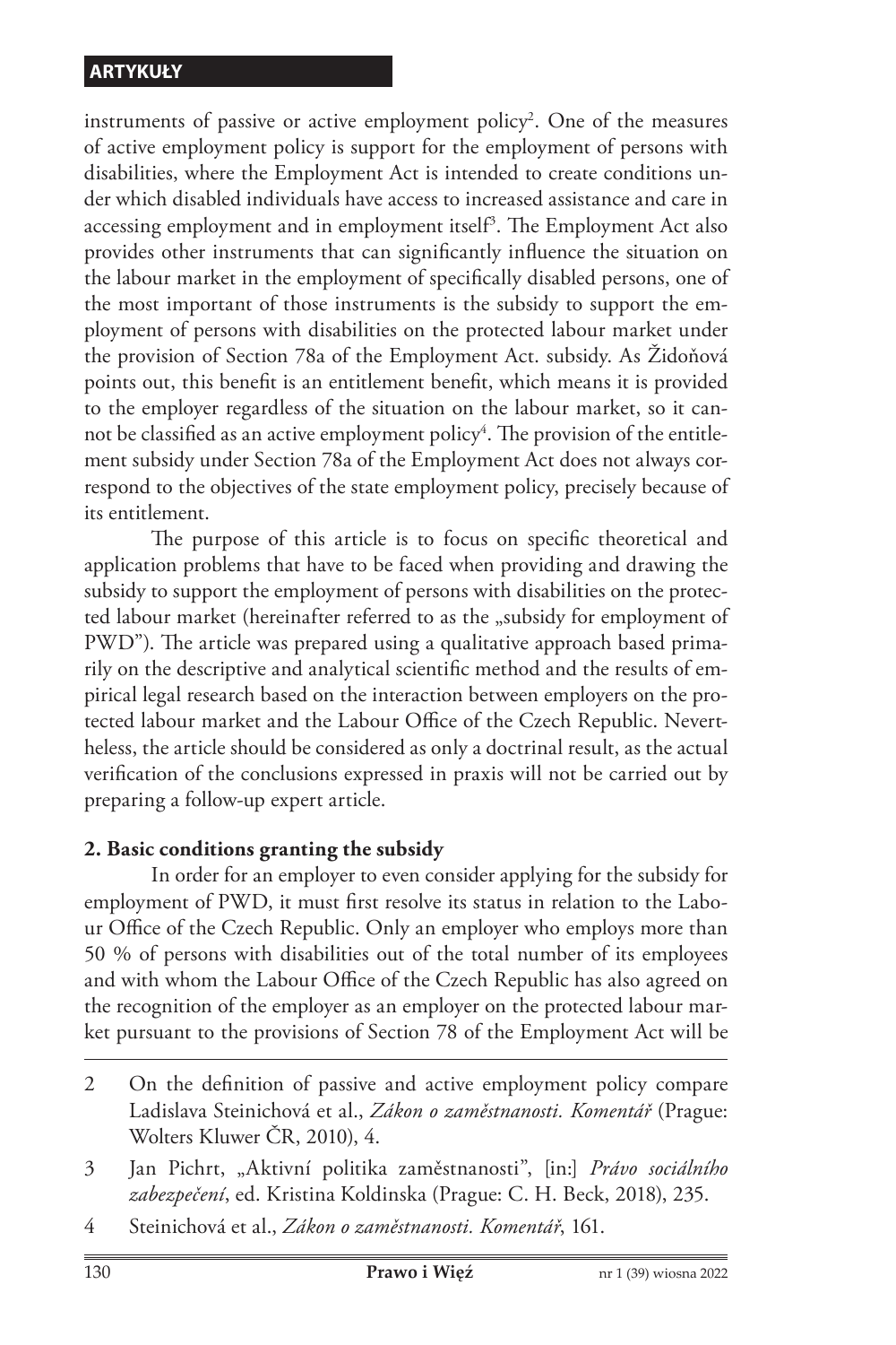instruments of passive or active employment policy[2]. One of the measures of active employment policy is support for the employment of persons with disabilities, where the Employment Act is intended to create conditions under which disabled individuals have access to increased assistance and care in accessing employment and in employment itself[3]. The Employment Act also provides other instruments that can significantly influence the situation on the labour market in the employment of specifically disabled persons, one of the most important of those instruments is the subsidy to support the employment of persons with disabilities on the protected labour market under the provision of Section 78a of the Employment Act. subsidy. As Židoňová points out, this benefit is an entitlement benefit, which means it is provided to the employer regardless of the situation on the labour market, so it cannot be classified as an active employment policy[4]. The provision of the entitlement subsidy under Section 78a of the Employment Act does not always correspond to the objectives of the state employment policy, precisely because of its entitlement.

The purpose of this article is to focus on specific theoretical and application problems that have to be faced when providing and drawing the subsidy to support the employment of persons with disabilities on the protected labour market (hereinafter referred to as the „subsidy for employment of PWD"). The article was prepared using a qualitative approach based primarily on the descriptive and analytical scientific method and the results of empirical legal research based on the interaction between employers on the protected labour market and the Labour Office of the Czech Republic. Nevertheless, the article should be considered as only a doctrinal result, as the actual verification of the conclusions expressed in praxis will not be carried out by preparing a follow-up expert article.

## 2. Basic conditions granting the subsidy

In order for an employer to even consider applying for the subsidy for employment of PWD, it must first resolve its status in relation to the Labour Office of the Czech Republic. Only an employer who employs more than 50 % of persons with disabilities out of the total number of its employees and with whom the Labour Office of the Czech Republic has also agreed on the recognition of the employer as an employer on the protected labour market pursuant to the provisions of Section 78 of the Employment Act will be

---

2 On the definition of passive and active employment policy compare Ladislava Steinichová et al., *Zákon o zaměstnanosti. Komentář* (Prague: Wolters Kluwer ČR, 2010), 4.

3 Jan Pichrt, „Aktivní politika zaměstnanosti", [in:] *Právo sociálního zabezpečení*, ed. Kristina Koldinska (Prague: C. H. Beck, 2018), 235.

4 Steinichová et al., *Zákon o zaměstnanosti. Komentář*, 161.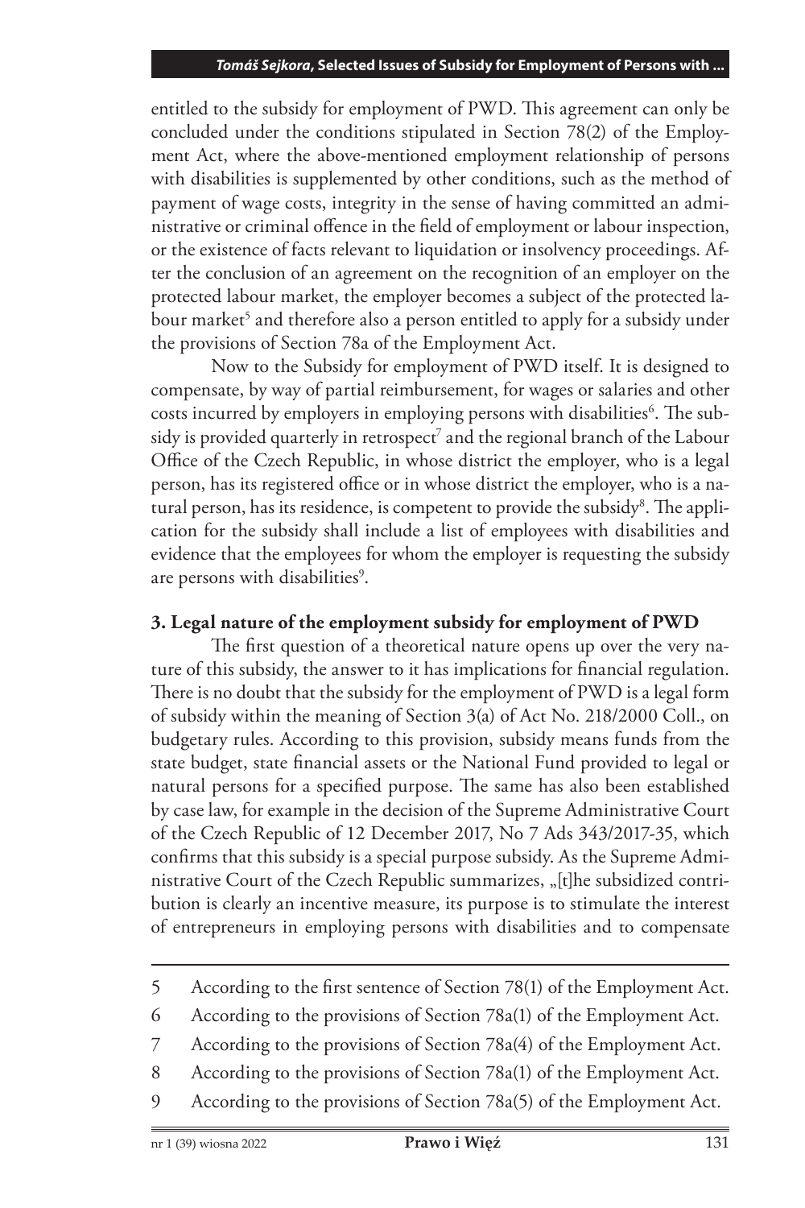entitled to the subsidy for employment of PWD. This agreement can only be concluded under the conditions stipulated in Section 78(2) of the Employment Act, where the above-mentioned employment relationship of persons with disabilities is supplemented by other conditions, such as the method of payment of wage costs, integrity in the sense of having committed an administrative or criminal offence in the field of employment or labour inspection, or the existence of facts relevant to liquidation or insolvency proceedings. After the conclusion of an agreement on the recognition of an employer on the protected labour market, the employer becomes a subject of the protected labour market[5] and therefore also a person entitled to apply for a subsidy under the provisions of Section 78a of the Employment Act.

Now to the Subsidy for employment of PWD itself. It is designed to compensate, by way of partial reimbursement, for wages or salaries and other costs incurred by employers in employing persons with disabilities[6]. The subsidy is provided quarterly in retrospect[7] and the regional branch of the Labour Office of the Czech Republic, in whose district the employer, who is a legal person, has its registered office or in whose district the employer, who is a natural person, has its residence, is competent to provide the subsidy[8]. The application for the subsidy shall include a list of employees with disabilities and evidence that the employees for whom the employer is requesting the subsidy are persons with disabilities[9].

### 3. Legal nature of the employment subsidy for employment of PWD

The first question of a theoretical nature opens up over the very nature of this subsidy, the answer to it has implications for financial regulation. There is no doubt that the subsidy for the employment of PWD is a legal form of subsidy within the meaning of Section 3(a) of Act No. 218/2000 Coll., on budgetary rules. According to this provision, subsidy means funds from the state budget, state financial assets or the National Fund provided to legal or natural persons for a specified purpose. The same has also been established by case law, for example in the decision of the Supreme Administrative Court of the Czech Republic of 12 December 2017, No 7 Ads 343/2017-35, which confirms that this subsidy is a special purpose subsidy. As the Supreme Administrative Court of the Czech Republic summarizes, „[t]he subsidized contribution is clearly an incentive measure, its purpose is to stimulate the interest of entrepreneurs in employing persons with disabilities and to compensate

---

5 According to the first sentence of Section 78(1) of the Employment Act.

6 According to the provisions of Section 78a(1) of the Employment Act.

7 According to the provisions of Section 78a(4) of the Employment Act.

8 According to the provisions of Section 78a(1) of the Employment Act.

9 According to the provisions of Section 78a(5) of the Employment Act.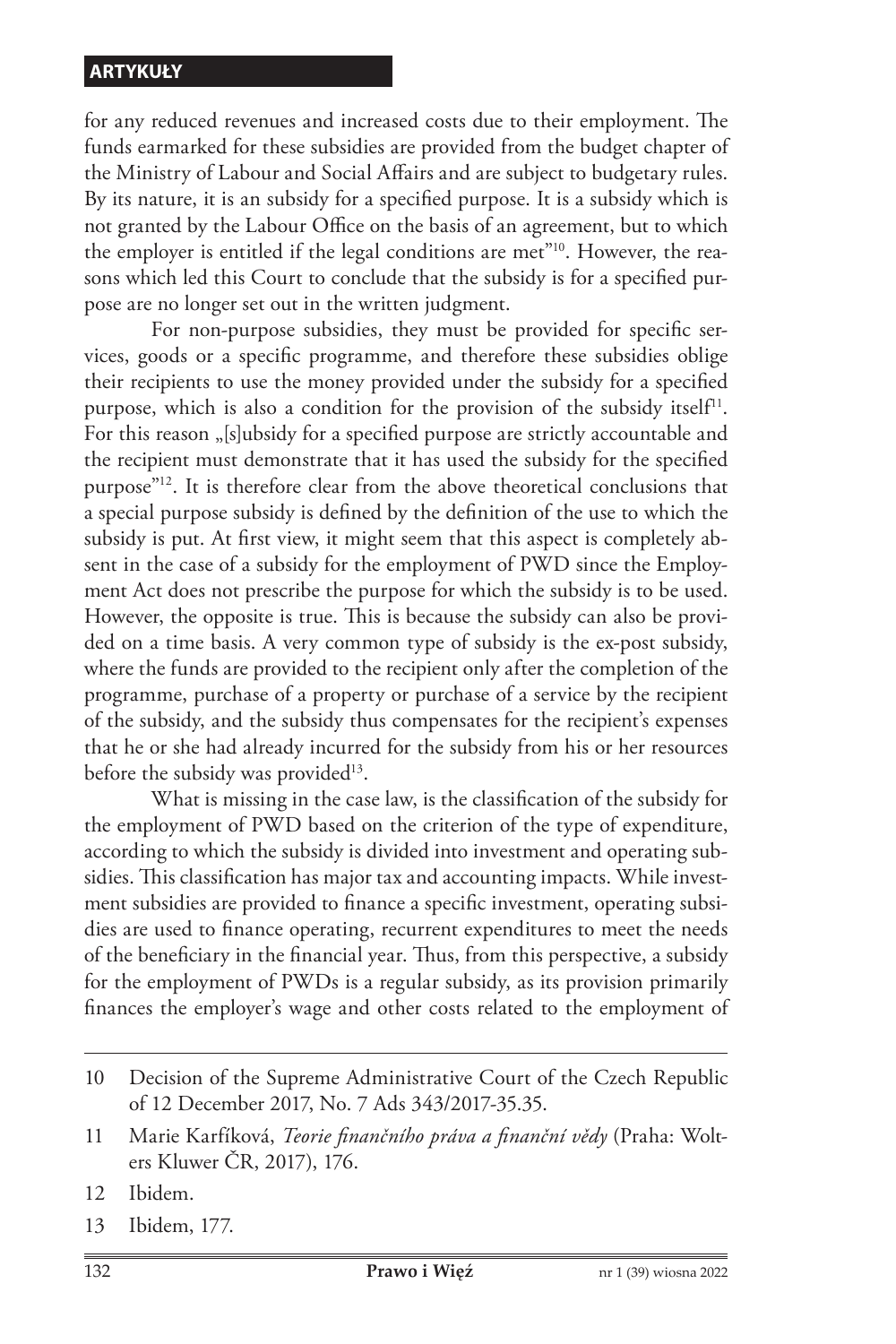for any reduced revenues and increased costs due to their employment. The funds earmarked for these subsidies are provided from the budget chapter of the Ministry of Labour and Social Affairs and are subject to budgetary rules. By its nature, it is an subsidy for a specified purpose. It is a subsidy which is not granted by the Labour Office on the basis of an agreement, but to which the employer is entitled if the legal conditions are met"[10]. However, the reasons which led this Court to conclude that the subsidy is for a specified purpose are no longer set out in the written judgment.

For non-purpose subsidies, they must be provided for specific services, goods or a specific programme, and therefore these subsidies oblige their recipients to use the money provided under the subsidy for a specified purpose, which is also a condition for the provision of the subsidy itself[11]. For this reason „[s]ubsidy for a specified purpose are strictly accountable and the recipient must demonstrate that it has used the subsidy for the specified purpose"[12]. It is therefore clear from the above theoretical conclusions that a special purpose subsidy is defined by the definition of the use to which the subsidy is put. At first view, it might seem that this aspect is completely absent in the case of a subsidy for the employment of PWD since the Employment Act does not prescribe the purpose for which the subsidy is to be used. However, the opposite is true. This is because the subsidy can also be provided on a time basis. A very common type of subsidy is the ex-post subsidy, where the funds are provided to the recipient only after the completion of the programme, purchase of a property or purchase of a service by the recipient of the subsidy, and the subsidy thus compensates for the recipient's expenses that he or she had already incurred for the subsidy from his or her resources before the subsidy was provided[13].

What is missing in the case law, is the classification of the subsidy for the employment of PWD based on the criterion of the type of expenditure, according to which the subsidy is divided into investment and operating subsidies. This classification has major tax and accounting impacts. While investment subsidies are provided to finance a specific investment, operating subsidies are used to finance operating, recurrent expenditures to meet the needs of the beneficiary in the financial year. Thus, from this perspective, a subsidy for the employment of PWDs is a regular subsidy, as its provision primarily finances the employer's wage and other costs related to the employment of

---

10 Decision of the Supreme Administrative Court of the Czech Republic of 12 December 2017, No. 7 Ads 343/2017-35.35.

11 Marie Karfíková, *Teorie finančního práva a finanční vědy* (Praha: Wolters Kluwer ČR, 2017), 176.

12 Ibidem.

13 Ibidem, 177.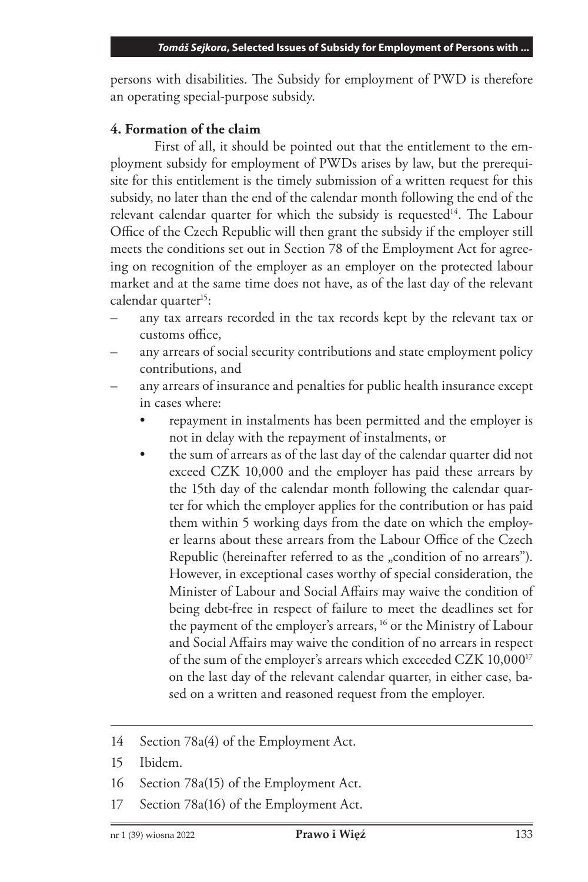persons with disabilities. The Subsidy for employment of PWD is therefore an operating special-purpose subsidy.

**4. Formation of the claim**

First of all, it should be pointed out that the entitlement to the employment subsidy for employment of PWDs arises by law, but the prerequisite for this entitlement is the timely submission of a written request for this subsidy, no later than the end of the calendar month following the end of the relevant calendar quarter for which the subsidy is requested[14]. The Labour Office of the Czech Republic will then grant the subsidy if the employer still meets the conditions set out in Section 78 of the Employment Act for agreeing on recognition of the employer as an employer on the protected labour market and at the same time does not have, as of the last day of the relevant calendar quarter[15]:

- any tax arrears recorded in the tax records kept by the relevant tax or customs office,
- any arrears of social security contributions and state employment policy contributions, and
- any arrears of insurance and penalties for public health insurance except in cases where:
  - repayment in instalments has been permitted and the employer is not in delay with the repayment of instalments, or
  - the sum of arrears as of the last day of the calendar quarter did not exceed CZK 10,000 and the employer has paid these arrears by the 15th day of the calendar month following the calendar quarter for which the employer applies for the contribution or has paid them within 5 working days from the date on which the employer learns about these arrears from the Labour Office of the Czech Republic (hereinafter referred to as the „condition of no arrears"). However, in exceptional cases worthy of special consideration, the Minister of Labour and Social Affairs may waive the condition of being debt-free in respect of failure to meet the deadlines set for the payment of the employer's arrears, [16] or the Ministry of Labour and Social Affairs may waive the condition of no arrears in respect of the sum of the employer's arrears which exceeded CZK 10,000[17] on the last day of the relevant calendar quarter, in either case, based on a written and reasoned request from the employer.

---

14 Section 78a(4) of the Employment Act.

15 Ibidem.

16 Section 78a(15) of the Employment Act.

17 Section 78a(16) of the Employment Act.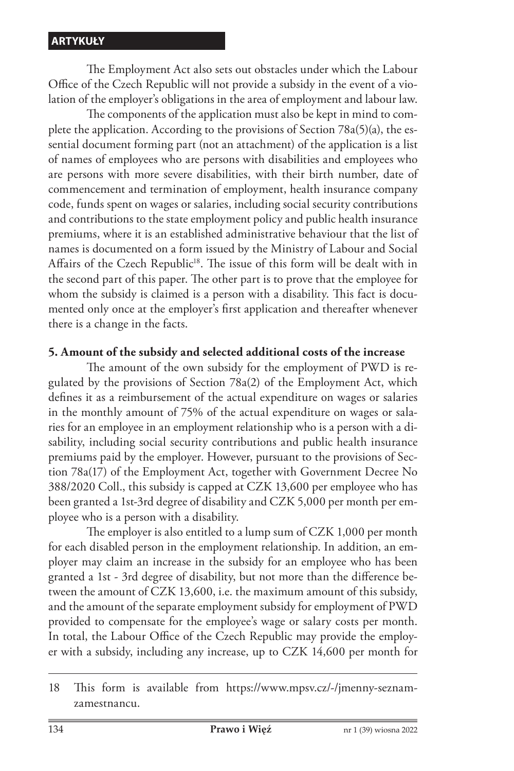The Employment Act also sets out obstacles under which the Labour Office of the Czech Republic will not provide a subsidy in the event of a violation of the employer's obligations in the area of employment and labour law.

The components of the application must also be kept in mind to complete the application. According to the provisions of Section 78a(5)(a), the essential document forming part (not an attachment) of the application is a list of names of employees who are persons with disabilities and employees who are persons with more severe disabilities, with their birth number, date of commencement and termination of employment, health insurance company code, funds spent on wages or salaries, including social security contributions and contributions to the state employment policy and public health insurance premiums, where it is an established administrative behaviour that the list of names is documented on a form issued by the Ministry of Labour and Social Affairs of the Czech Republic[18]. The issue of this form will be dealt with in the second part of this paper. The other part is to prove that the employee for whom the subsidy is claimed is a person with a disability. This fact is documented only once at the employer's first application and thereafter whenever there is a change in the facts.

## 5. Amount of the subsidy and selected additional costs of the increase

The amount of the own subsidy for the employment of PWD is regulated by the provisions of Section 78a(2) of the Employment Act, which defines it as a reimbursement of the actual expenditure on wages or salaries in the monthly amount of 75% of the actual expenditure on wages or salaries for an employee in an employment relationship who is a person with a disability, including social security contributions and public health insurance premiums paid by the employer. However, pursuant to the provisions of Section 78a(17) of the Employment Act, together with Government Decree No 388/2020 Coll., this subsidy is capped at CZK 13,600 per employee who has been granted a 1st-3rd degree of disability and CZK 5,000 per month per employee who is a person with a disability.

The employer is also entitled to a lump sum of CZK 1,000 per month for each disabled person in the employment relationship. In addition, an employer may claim an increase in the subsidy for an employee who has been granted a 1st - 3rd degree of disability, but not more than the difference between the amount of CZK 13,600, i.e. the maximum amount of this subsidy, and the amount of the separate employment subsidy for employment of PWD provided to compensate for the employee's wage or salary costs per month. In total, the Labour Office of the Czech Republic may provide the employer with a subsidy, including any increase, up to CZK 14,600 per month for

18 This form is available from https://www.mpsv.cz/-/jmenny-seznam-zamestnancu.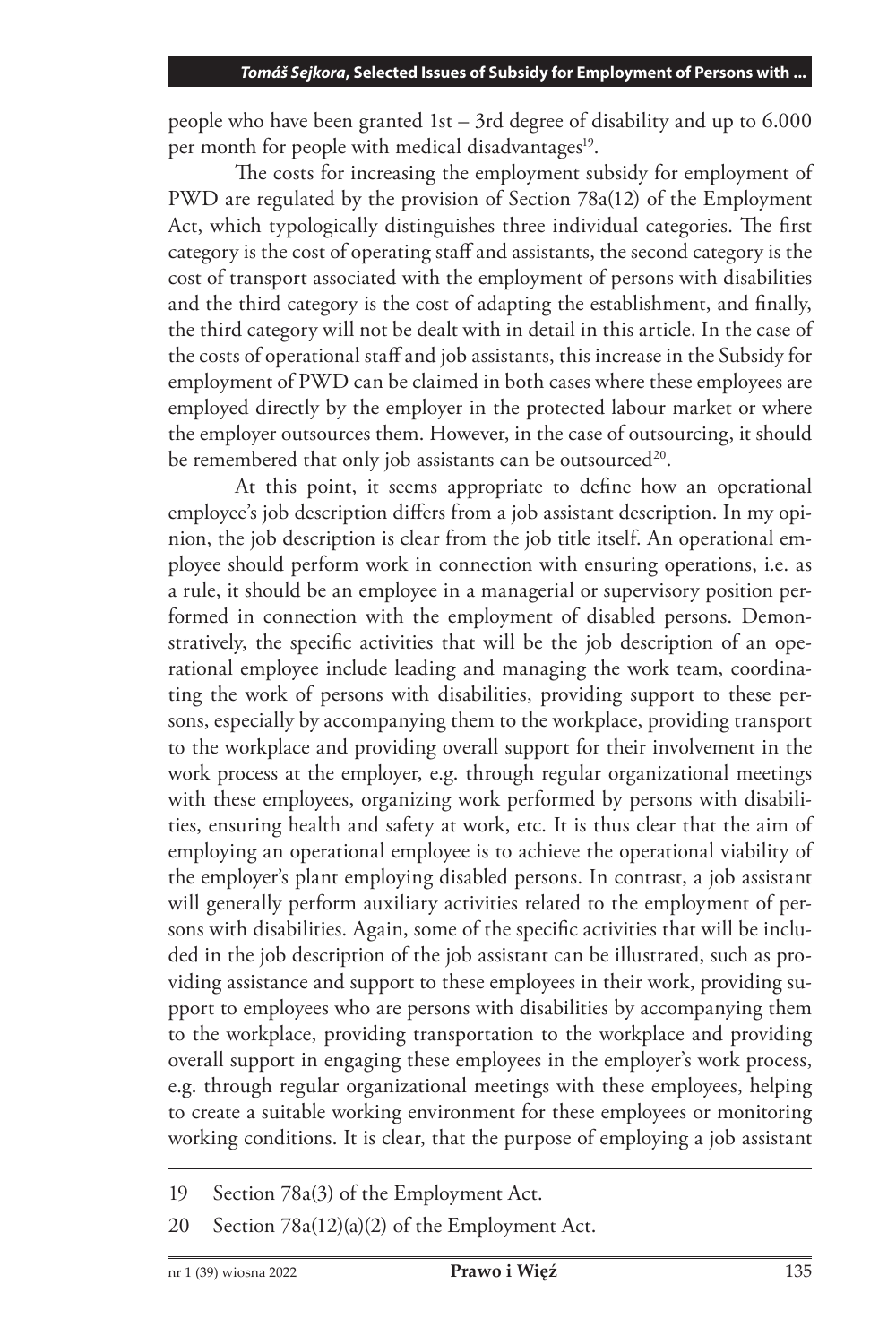people who have been granted 1st – 3rd degree of disability and up to 6.000 per month for people with medical disadvantages[19].

The costs for increasing the employment subsidy for employment of PWD are regulated by the provision of Section 78a(12) of the Employment Act, which typologically distinguishes three individual categories. The first category is the cost of operating staff and assistants, the second category is the cost of transport associated with the employment of persons with disabilities and the third category is the cost of adapting the establishment, and finally, the third category will not be dealt with in detail in this article. In the case of the costs of operational staff and job assistants, this increase in the Subsidy for employment of PWD can be claimed in both cases where these employees are employed directly by the employer in the protected labour market or where the employer outsources them. However, in the case of outsourcing, it should be remembered that only job assistants can be outsourced[20].

At this point, it seems appropriate to define how an operational employee's job description differs from a job assistant description. In my opinion, the job description is clear from the job title itself. An operational employee should perform work in connection with ensuring operations, i.e. as a rule, it should be an employee in a managerial or supervisory position performed in connection with the employment of disabled persons. Demonstratively, the specific activities that will be the job description of an operational employee include leading and managing the work team, coordinating the work of persons with disabilities, providing support to these persons, especially by accompanying them to the workplace, providing transport to the workplace and providing overall support for their involvement in the work process at the employer, e.g. through regular organizational meetings with these employees, organizing work performed by persons with disabilities, ensuring health and safety at work, etc. It is thus clear that the aim of employing an operational employee is to achieve the operational viability of the employer's plant employing disabled persons. In contrast, a job assistant will generally perform auxiliary activities related to the employment of persons with disabilities. Again, some of the specific activities that will be included in the job description of the job assistant can be illustrated, such as providing assistance and support to these employees in their work, providing support to employees who are persons with disabilities by accompanying them to the workplace, providing transportation to the workplace and providing overall support in engaging these employees in the employer's work process, e.g. through regular organizational meetings with these employees, helping to create a suitable working environment for these employees or monitoring working conditions. It is clear, that the purpose of employing a job assistant

---

19 Section 78a(3) of the Employment Act.

20 Section 78a(12)(a)(2) of the Employment Act.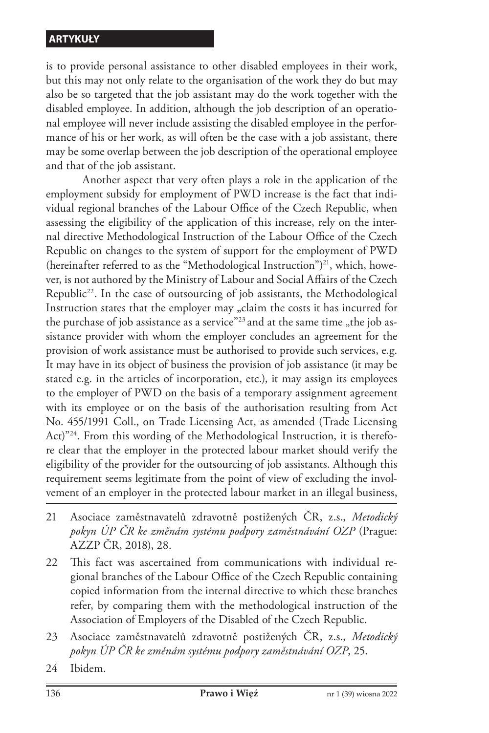is to provide personal assistance to other disabled employees in their work, but this may not only relate to the organisation of the work they do but may also be so targeted that the job assistant may do the work together with the disabled employee. In addition, although the job description of an operational employee will never include assisting the disabled employee in the performance of his or her work, as will often be the case with a job assistant, there may be some overlap between the job description of the operational employee and that of the job assistant.

Another aspect that very often plays a role in the application of the employment subsidy for employment of PWD increase is the fact that individual regional branches of the Labour Office of the Czech Republic, when assessing the eligibility of the application of this increase, rely on the internal directive Methodological Instruction of the Labour Office of the Czech Republic on changes to the system of support for the employment of PWD (hereinafter referred to as the "Methodological Instruction")[21], which, however, is not authored by the Ministry of Labour and Social Affairs of the Czech Republic[22]. In the case of outsourcing of job assistants, the Methodological Instruction states that the employer may „claim the costs it has incurred for the purchase of job assistance as a service"[23] and at the same time „the job assistance provider with whom the employer concludes an agreement for the provision of work assistance must be authorised to provide such services, e.g. It may have in its object of business the provision of job assistance (it may be stated e.g. in the articles of incorporation, etc.), it may assign its employees to the employer of PWD on the basis of a temporary assignment agreement with its employee or on the basis of the authorisation resulting from Act No. 455/1991 Coll., on Trade Licensing Act, as amended (Trade Licensing Act)"[24]. From this wording of the Methodological Instruction, it is therefore clear that the employer in the protected labour market should verify the eligibility of the provider for the outsourcing of job assistants. Although this requirement seems legitimate from the point of view of excluding the involvement of an employer in the protected labour market in an illegal business,

---

21 Asociace zaměstnavatelů zdravotně postižených ČR, z.s., *Metodický pokyn ÚP ČR ke změnám systému podpory zaměstnávání OZP* (Prague: AZZP ČR, 2018), 28.

22 This fact was ascertained from communications with individual regional branches of the Labour Office of the Czech Republic containing copied information from the internal directive to which these branches refer, by comparing them with the methodological instruction of the Association of Employers of the Disabled of the Czech Republic.

23 Asociace zaměstnavatelů zdravotně postižených ČR, z.s., *Metodický pokyn ÚP ČR ke změnám systému podpory zaměstnávání OZP*, 25.

24 Ibidem.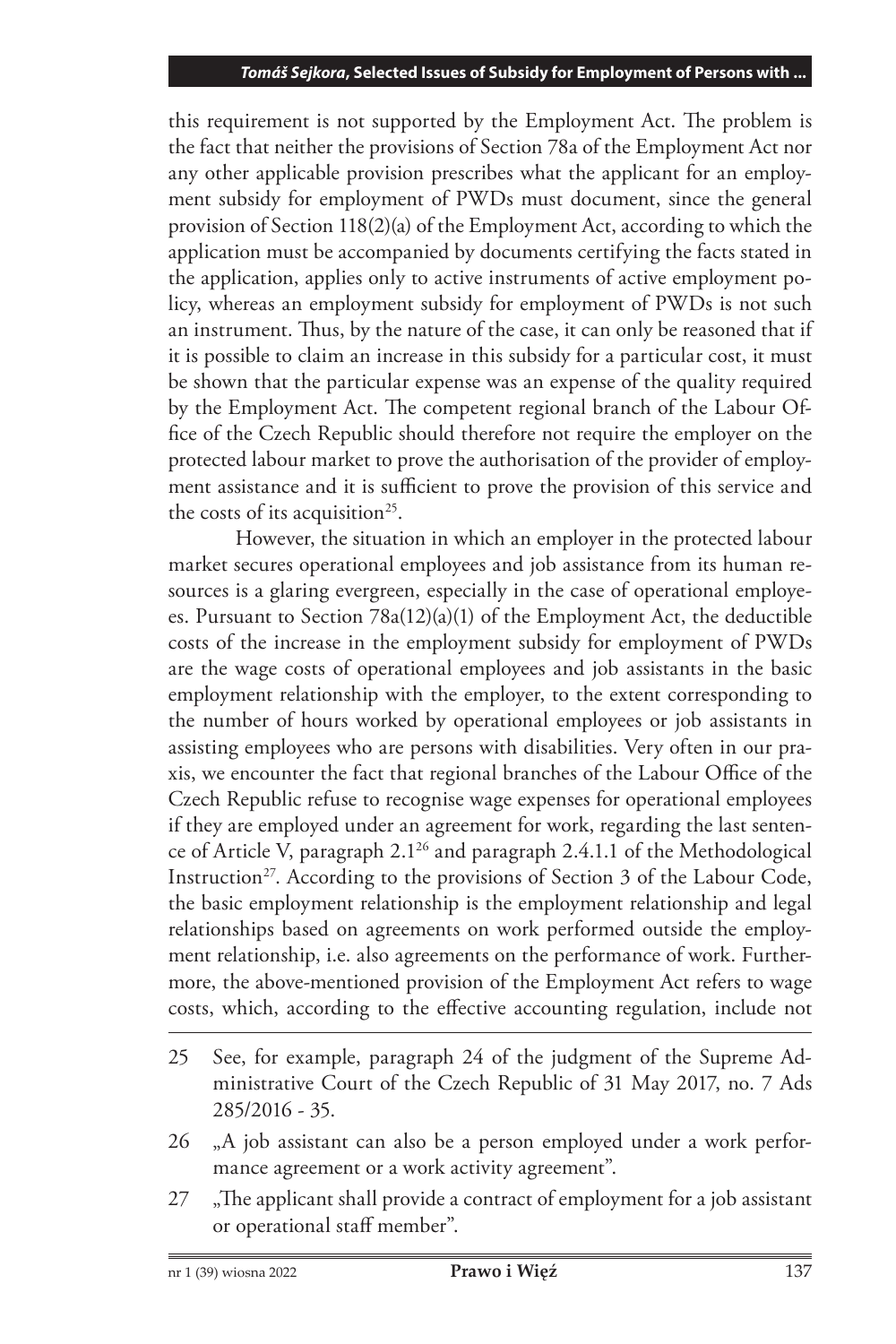this requirement is not supported by the Employment Act. The problem is the fact that neither the provisions of Section 78a of the Employment Act nor any other applicable provision prescribes what the applicant for an employment subsidy for employment of PWDs must document, since the general provision of Section 118(2)(a) of the Employment Act, according to which the application must be accompanied by documents certifying the facts stated in the application, applies only to active instruments of active employment policy, whereas an employment subsidy for employment of PWDs is not such an instrument. Thus, by the nature of the case, it can only be reasoned that if it is possible to claim an increase in this subsidy for a particular cost, it must be shown that the particular expense was an expense of the quality required by the Employment Act. The competent regional branch of the Labour Office of the Czech Republic should therefore not require the employer on the protected labour market to prove the authorisation of the provider of employment assistance and it is sufficient to prove the provision of this service and the costs of its acquisition[25].

However, the situation in which an employer in the protected labour market secures operational employees and job assistance from its human resources is a glaring evergreen, especially in the case of operational employees. Pursuant to Section 78a(12)(a)(1) of the Employment Act, the deductible costs of the increase in the employment subsidy for employment of PWDs are the wage costs of operational employees and job assistants in the basic employment relationship with the employer, to the extent corresponding to the number of hours worked by operational employees or job assistants in assisting employees who are persons with disabilities. Very often in our praxis, we encounter the fact that regional branches of the Labour Office of the Czech Republic refuse to recognise wage expenses for operational employees if they are employed under an agreement for work, regarding the last sentence of Article V, paragraph 2.1[26] and paragraph 2.4.1.1 of the Methodological Instruction[27]. According to the provisions of Section 3 of the Labour Code, the basic employment relationship is the employment relationship and legal relationships based on agreements on work performed outside the employment relationship, i.e. also agreements on the performance of work. Furthermore, the above-mentioned provision of the Employment Act refers to wage costs, which, according to the effective accounting regulation, include not

25 See, for example, paragraph 24 of the judgment of the Supreme Administrative Court of the Czech Republic of 31 May 2017, no. 7 Ads 285/2016 - 35.

26 „A job assistant can also be a person employed under a work performance agreement or a work activity agreement".

27 „The applicant shall provide a contract of employment for a job assistant or operational staff member".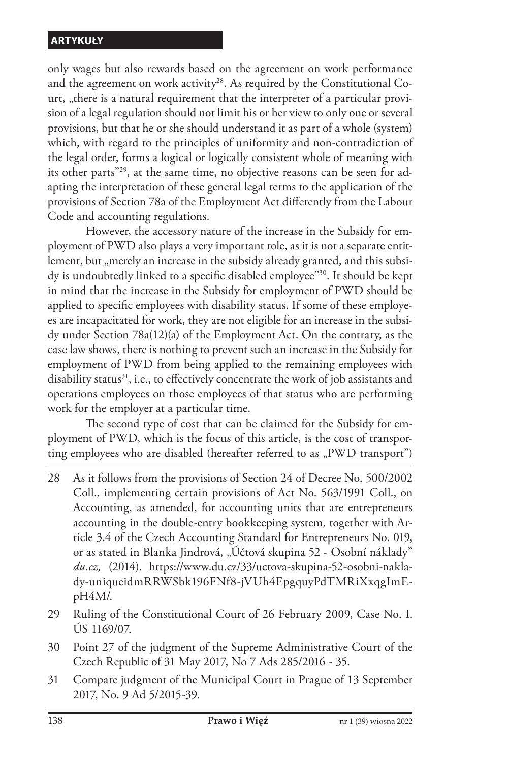only wages but also rewards based on the agreement on work performance and the agreement on work activity[28]. As required by the Constitutional Court, „there is a natural requirement that the interpreter of a particular provision of a legal regulation should not limit his or her view to only one or several provisions, but that he or she should understand it as part of a whole (system) which, with regard to the principles of uniformity and non-contradiction of the legal order, forms a logical or logically consistent whole of meaning with its other parts"[29], at the same time, no objective reasons can be seen for adapting the interpretation of these general legal terms to the application of the provisions of Section 78a of the Employment Act differently from the Labour Code and accounting regulations.

However, the accessory nature of the increase in the Subsidy for employment of PWD also plays a very important role, as it is not a separate entitlement, but „merely an increase in the subsidy already granted, and this subsidy is undoubtedly linked to a specific disabled employee"[30]. It should be kept in mind that the increase in the Subsidy for employment of PWD should be applied to specific employees with disability status. If some of these employees are incapacitated for work, they are not eligible for an increase in the subsidy under Section 78a(12)(a) of the Employment Act. On the contrary, as the case law shows, there is nothing to prevent such an increase in the Subsidy for employment of PWD from being applied to the remaining employees with disability status[31], i.e., to effectively concentrate the work of job assistants and operations employees on those employees of that status who are performing work for the employer at a particular time.

The second type of cost that can be claimed for the Subsidy for employment of PWD, which is the focus of this article, is the cost of transporting employees who are disabled (hereafter referred to as „PWD transport")

---

28 As it follows from the provisions of Section 24 of Decree No. 500/2002 Coll., implementing certain provisions of Act No. 563/1991 Coll., on Accounting, as amended, for accounting units that are entrepreneurs accounting in the double-entry bookkeeping system, together with Article 3.4 of the Czech Accounting Standard for Entrepreneurs No. 019, or as stated in Blanka Jindrová, „Účtová skupina 52 - Osobní náklady" *du.cz,* (2014). https://www.du.cz/33/uctova-skupina-52-osobni-naklady-uniqueidmRRWSbk196FNf8-jVUh4EpgquyPdTMRiXxqgImEpH4M/.

29 Ruling of the Constitutional Court of 26 February 2009, Case No. I. ÚS 1169/07.

30 Point 27 of the judgment of the Supreme Administrative Court of the Czech Republic of 31 May 2017, No 7 Ads 285/2016 - 35.

31 Compare judgment of the Municipal Court in Prague of 13 September 2017, No. 9 Ad 5/2015-39.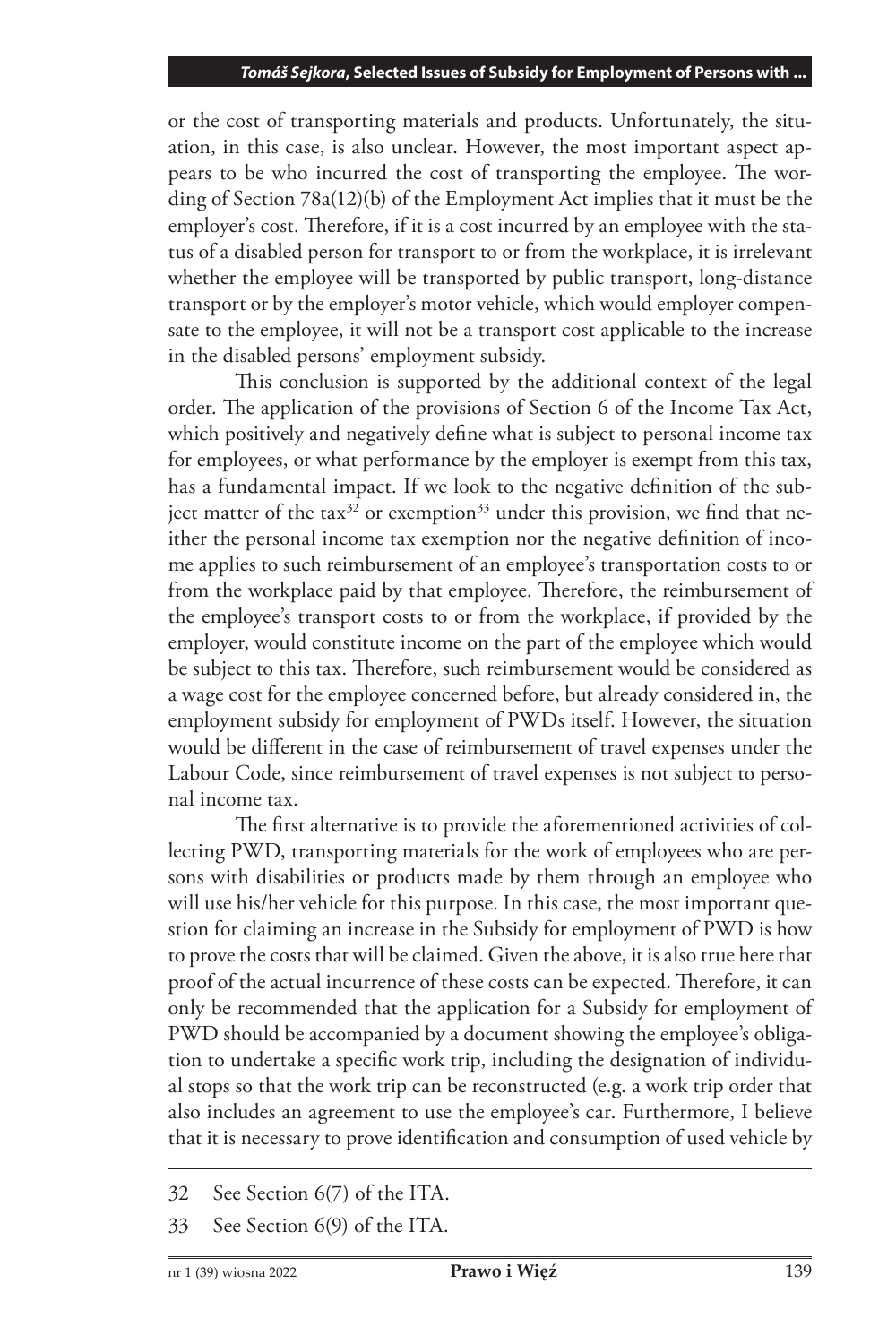or the cost of transporting materials and products. Unfortunately, the situation, in this case, is also unclear. However, the most important aspect appears to be who incurred the cost of transporting the employee. The wording of Section 78a(12)(b) of the Employment Act implies that it must be the employer's cost. Therefore, if it is a cost incurred by an employee with the status of a disabled person for transport to or from the workplace, it is irrelevant whether the employee will be transported by public transport, long-distance transport or by the employer's motor vehicle, which would employer compensate to the employee, it will not be a transport cost applicable to the increase in the disabled persons' employment subsidy.

This conclusion is supported by the additional context of the legal order. The application of the provisions of Section 6 of the Income Tax Act, which positively and negatively define what is subject to personal income tax for employees, or what performance by the employer is exempt from this tax, has a fundamental impact. If we look to the negative definition of the subject matter of the tax[32] or exemption[33] under this provision, we find that neither the personal income tax exemption nor the negative definition of income applies to such reimbursement of an employee's transportation costs to or from the workplace paid by that employee. Therefore, the reimbursement of the employee's transport costs to or from the workplace, if provided by the employer, would constitute income on the part of the employee which would be subject to this tax. Therefore, such reimbursement would be considered as a wage cost for the employee concerned before, but already considered in, the employment subsidy for employment of PWDs itself. However, the situation would be different in the case of reimbursement of travel expenses under the Labour Code, since reimbursement of travel expenses is not subject to personal income tax.

The first alternative is to provide the aforementioned activities of collecting PWD, transporting materials for the work of employees who are persons with disabilities or products made by them through an employee who will use his/her vehicle for this purpose. In this case, the most important question for claiming an increase in the Subsidy for employment of PWD is how to prove the costs that will be claimed. Given the above, it is also true here that proof of the actual incurrence of these costs can be expected. Therefore, it can only be recommended that the application for a Subsidy for employment of PWD should be accompanied by a document showing the employee's obligation to undertake a specific work trip, including the designation of individual stops so that the work trip can be reconstructed (e.g. a work trip order that also includes an agreement to use the employee's car. Furthermore, I believe that it is necessary to prove identification and consumption of used vehicle by

---

32 See Section 6(7) of the ITA.

33 See Section 6(9) of the ITA.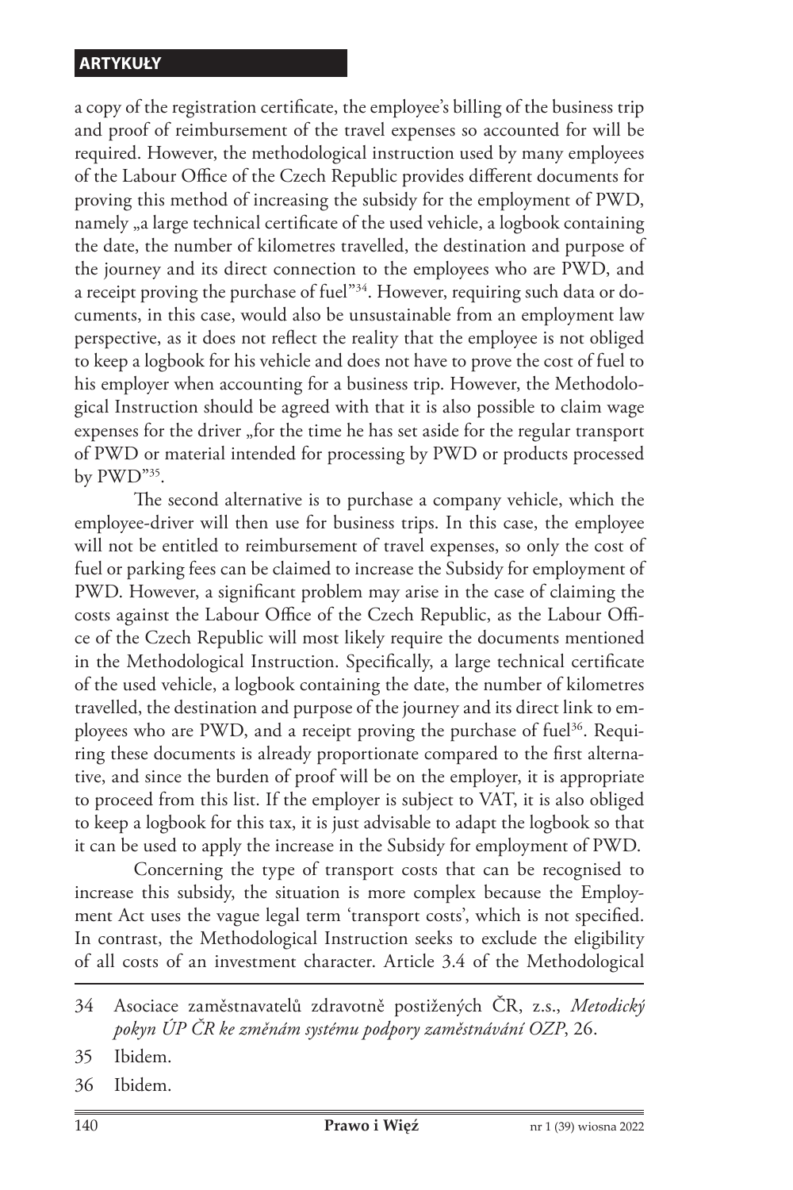a copy of the registration certificate, the employee's billing of the business trip and proof of reimbursement of the travel expenses so accounted for will be required. However, the methodological instruction used by many employees of the Labour Office of the Czech Republic provides different documents for proving this method of increasing the subsidy for the employment of PWD, namely „a large technical certificate of the used vehicle, a logbook containing the date, the number of kilometres travelled, the destination and purpose of the journey and its direct connection to the employees who are PWD, and a receipt proving the purchase of fuel"[34]. However, requiring such data or documents, in this case, would also be unsustainable from an employment law perspective, as it does not reflect the reality that the employee is not obliged to keep a logbook for his vehicle and does not have to prove the cost of fuel to his employer when accounting for a business trip. However, the Methodological Instruction should be agreed with that it is also possible to claim wage expenses for the driver „for the time he has set aside for the regular transport of PWD or material intended for processing by PWD or products processed by PWD"[35].

The second alternative is to purchase a company vehicle, which the employee-driver will then use for business trips. In this case, the employee will not be entitled to reimbursement of travel expenses, so only the cost of fuel or parking fees can be claimed to increase the Subsidy for employment of PWD. However, a significant problem may arise in the case of claiming the costs against the Labour Office of the Czech Republic, as the Labour Office of the Czech Republic will most likely require the documents mentioned in the Methodological Instruction. Specifically, a large technical certificate of the used vehicle, a logbook containing the date, the number of kilometres travelled, the destination and purpose of the journey and its direct link to employees who are PWD, and a receipt proving the purchase of fuel[36]. Requiring these documents is already proportionate compared to the first alternative, and since the burden of proof will be on the employer, it is appropriate to proceed from this list. If the employer is subject to VAT, it is also obliged to keep a logbook for this tax, it is just advisable to adapt the logbook so that it can be used to apply the increase in the Subsidy for employment of PWD.

Concerning the type of transport costs that can be recognised to increase this subsidy, the situation is more complex because the Employment Act uses the vague legal term 'transport costs', which is not specified. In contrast, the Methodological Instruction seeks to exclude the eligibility of all costs of an investment character. Article 3.4 of the Methodological

---

34 Asociace zaměstnavatelů zdravotně postižených ČR, z.s., *Metodický pokyn ÚP ČR ke změnám systému podpory zaměstnávání OZP*, 26.

35 Ibidem.

36 Ibidem.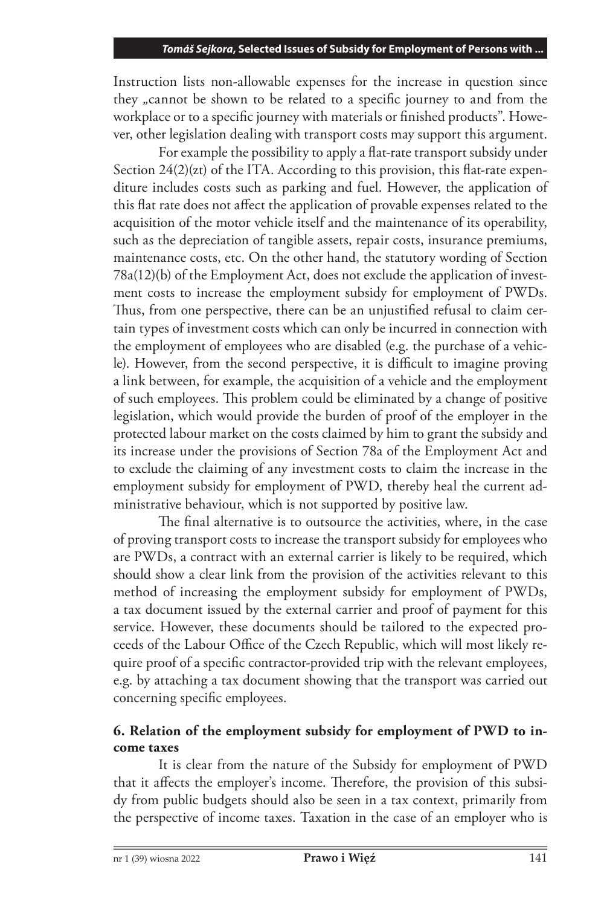Instruction lists non-allowable expenses for the increase in question since they „cannot be shown to be related to a specific journey to and from the workplace or to a specific journey with materials or finished products". However, other legislation dealing with transport costs may support this argument.

For example the possibility to apply a flat-rate transport subsidy under Section 24(2)(zt) of the ITA. According to this provision, this flat-rate expenditure includes costs such as parking and fuel. However, the application of this flat rate does not affect the application of provable expenses related to the acquisition of the motor vehicle itself and the maintenance of its operability, such as the depreciation of tangible assets, repair costs, insurance premiums, maintenance costs, etc. On the other hand, the statutory wording of Section 78a(12)(b) of the Employment Act, does not exclude the application of investment costs to increase the employment subsidy for employment of PWDs. Thus, from one perspective, there can be an unjustified refusal to claim certain types of investment costs which can only be incurred in connection with the employment of employees who are disabled (e.g. the purchase of a vehicle). However, from the second perspective, it is difficult to imagine proving a link between, for example, the acquisition of a vehicle and the employment of such employees. This problem could be eliminated by a change of positive legislation, which would provide the burden of proof of the employer in the protected labour market on the costs claimed by him to grant the subsidy and its increase under the provisions of Section 78a of the Employment Act and to exclude the claiming of any investment costs to claim the increase in the employment subsidy for employment of PWD, thereby heal the current administrative behaviour, which is not supported by positive law.

The final alternative is to outsource the activities, where, in the case of proving transport costs to increase the transport subsidy for employees who are PWDs, a contract with an external carrier is likely to be required, which should show a clear link from the provision of the activities relevant to this method of increasing the employment subsidy for employment of PWDs, a tax document issued by the external carrier and proof of payment for this service. However, these documents should be tailored to the expected proceeds of the Labour Office of the Czech Republic, which will most likely require proof of a specific contractor-provided trip with the relevant employees, e.g. by attaching a tax document showing that the transport was carried out concerning specific employees.

## 6. Relation of the employment subsidy for employment of PWD to income taxes

It is clear from the nature of the Subsidy for employment of PWD that it affects the employer's income. Therefore, the provision of this subsidy from public budgets should also be seen in a tax context, primarily from the perspective of income taxes. Taxation in the case of an employer who is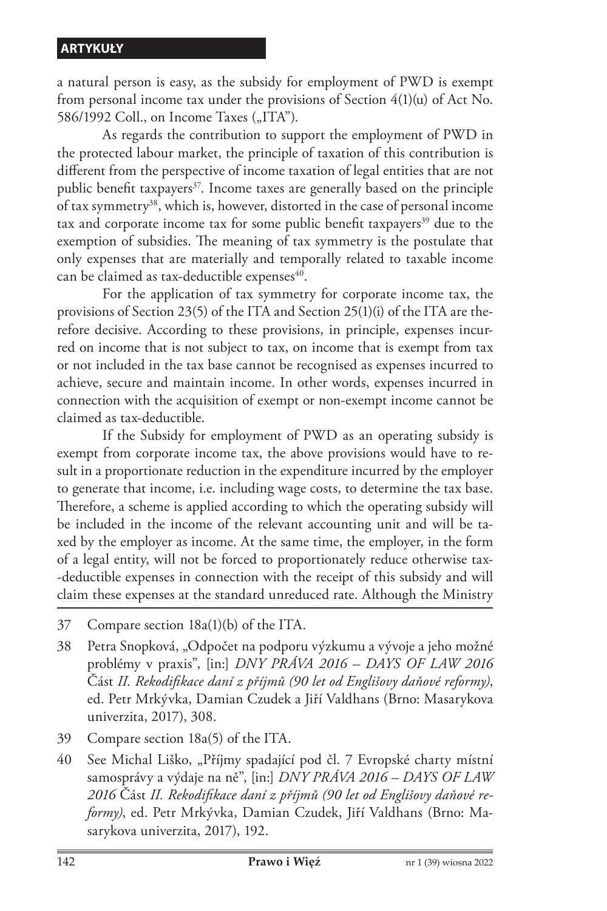a natural person is easy, as the subsidy for employment of PWD is exempt from personal income tax under the provisions of Section 4(1)(u) of Act No. 586/1992 Coll., on Income Taxes („ITA").

As regards the contribution to support the employment of PWD in the protected labour market, the principle of taxation of this contribution is different from the perspective of income taxation of legal entities that are not public benefit taxpayers[37]. Income taxes are generally based on the principle of tax symmetry[38], which is, however, distorted in the case of personal income tax and corporate income tax for some public benefit taxpayers[39] due to the exemption of subsidies. The meaning of tax symmetry is the postulate that only expenses that are materially and temporally related to taxable income can be claimed as tax-deductible expenses[40].

For the application of tax symmetry for corporate income tax, the provisions of Section 23(5) of the ITA and Section 25(1)(i) of the ITA are therefore decisive. According to these provisions, in principle, expenses incurred on income that is not subject to tax, on income that is exempt from tax or not included in the tax base cannot be recognised as expenses incurred to achieve, secure and maintain income. In other words, expenses incurred in connection with the acquisition of exempt or non-exempt income cannot be claimed as tax-deductible.

If the Subsidy for employment of PWD as an operating subsidy is exempt from corporate income tax, the above provisions would have to result in a proportionate reduction in the expenditure incurred by the employer to generate that income, i.e. including wage costs, to determine the tax base. Therefore, a scheme is applied according to which the operating subsidy will be included in the income of the relevant accounting unit and will be taxed by the employer as income. At the same time, the employer, in the form of a legal entity, will not be forced to proportionately reduce otherwise tax-deductible expenses in connection with the receipt of this subsidy and will claim these expenses at the standard unreduced rate. Although the Ministry

37 Compare section 18a(1)(b) of the ITA.

38 Petra Snopková, „Odpočet na podporu výzkumu a vývoje a jeho možné problémy v praxis", [in:] *DNY PRÁVA 2016 – DAYS OF LAW 2016* Část *II. Rekodifikace daní z příjmů (90 let od Englišovy daňové reformy)*, ed. Petr Mrkývka, Damian Czudek a Jiří Valdhans (Brno: Masarykova univerzita, 2017), 308.

39 Compare section 18a(5) of the ITA.

40 See Michal Liško, „Příjmy spadající pod čl. 7 Evropské charty místní samosprávy a výdaje na ně", [in:] *DNY PRÁVA 2016 – DAYS OF LAW 2016* Část *II. Rekodifikace daní z příjmů (90 let od Englišovy daňové reformy)*, ed. Petr Mrkývka, Damian Czudek, Jiří Valdhans (Brno: Masarykova univerzita, 2017), 192.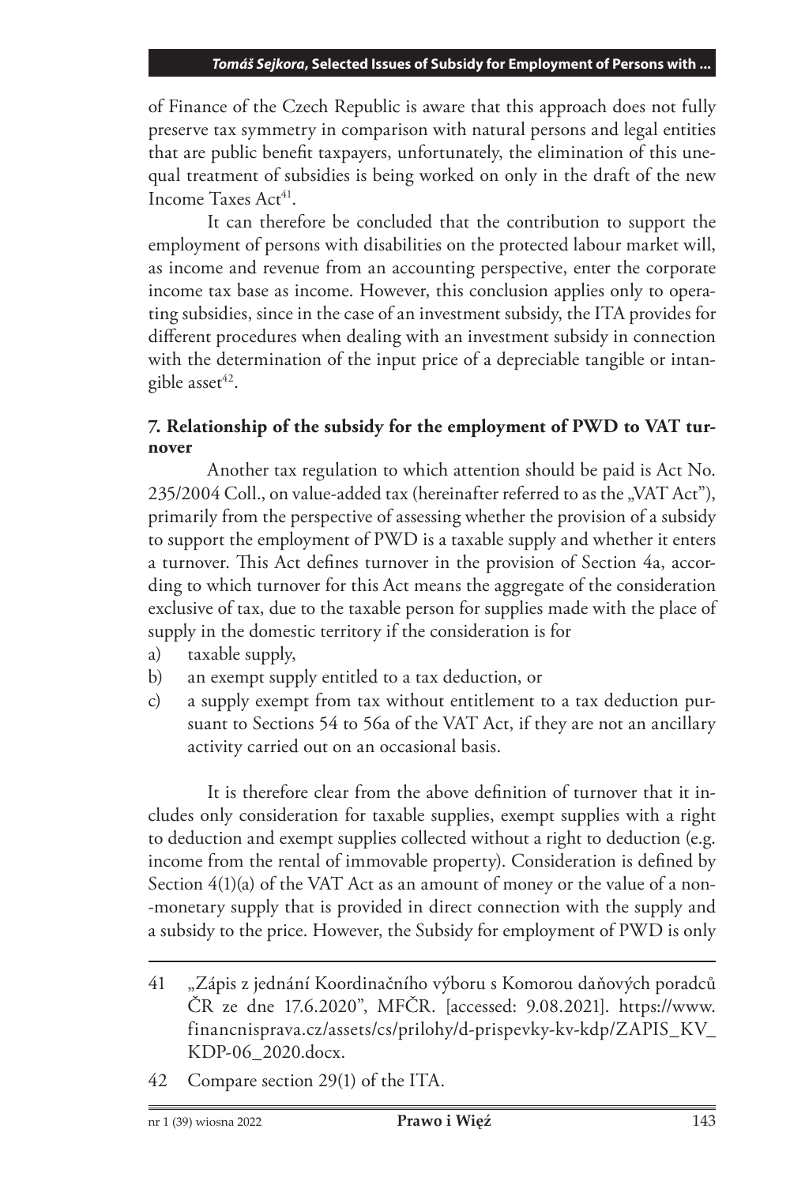of Finance of the Czech Republic is aware that this approach does not fully preserve tax symmetry in comparison with natural persons and legal entities that are public benefit taxpayers, unfortunately, the elimination of this unequal treatment of subsidies is being worked on only in the draft of the new Income Taxes Act[41].

It can therefore be concluded that the contribution to support the employment of persons with disabilities on the protected labour market will, as income and revenue from an accounting perspective, enter the corporate income tax base as income. However, this conclusion applies only to operating subsidies, since in the case of an investment subsidy, the ITA provides for different procedures when dealing with an investment subsidy in connection with the determination of the input price of a depreciable tangible or intangible asset[42].

### 7. Relationship of the subsidy for the employment of PWD to VAT turnover

Another tax regulation to which attention should be paid is Act No. 235/2004 Coll., on value-added tax (hereinafter referred to as the „VAT Act"), primarily from the perspective of assessing whether the provision of a subsidy to support the employment of PWD is a taxable supply and whether it enters a turnover. This Act defines turnover in the provision of Section 4a, according to which turnover for this Act means the aggregate of the consideration exclusive of tax, due to the taxable person for supplies made with the place of supply in the domestic territory if the consideration is for

a) taxable supply,
b) an exempt supply entitled to a tax deduction, or
c) a supply exempt from tax without entitlement to a tax deduction pursuant to Sections 54 to 56a of the VAT Act, if they are not an ancillary activity carried out on an occasional basis.

It is therefore clear from the above definition of turnover that it includes only consideration for taxable supplies, exempt supplies with a right to deduction and exempt supplies collected without a right to deduction (e.g. income from the rental of immovable property). Consideration is defined by Section 4(1)(a) of the VAT Act as an amount of money or the value of a non-monetary supply that is provided in direct connection with the supply and a subsidy to the price. However, the Subsidy for employment of PWD is only

---

41 „Zápis z jednání Koordinačního výboru s Komorou daňových poradců ČR ze dne 17.6.2020", MFČR. [accessed: 9.08.2021]. https://www.financnisprava.cz/assets/cs/prilohy/d-prispevky-kv-kdp/ZAPIS_KV_KDP-06_2020.docx.

42 Compare section 29(1) of the ITA.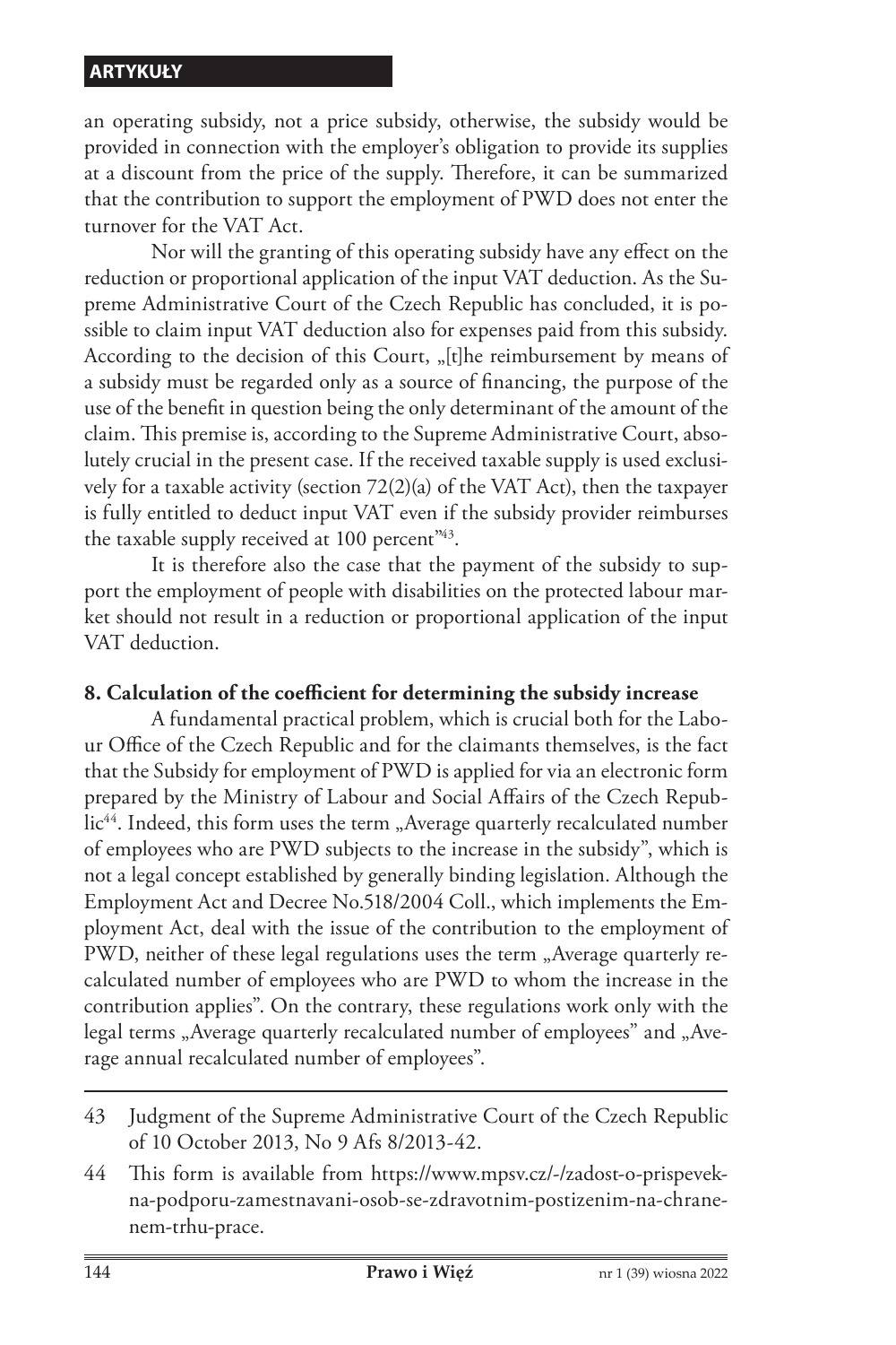an operating subsidy, not a price subsidy, otherwise, the subsidy would be provided in connection with the employer's obligation to provide its supplies at a discount from the price of the supply. Therefore, it can be summarized that the contribution to support the employment of PWD does not enter the turnover for the VAT Act.

Nor will the granting of this operating subsidy have any effect on the reduction or proportional application of the input VAT deduction. As the Supreme Administrative Court of the Czech Republic has concluded, it is possible to claim input VAT deduction also for expenses paid from this subsidy. According to the decision of this Court, „[t]he reimbursement by means of a subsidy must be regarded only as a source of financing, the purpose of the use of the benefit in question being the only determinant of the amount of the claim. This premise is, according to the Supreme Administrative Court, absolutely crucial in the present case. If the received taxable supply is used exclusively for a taxable activity (section 72(2)(a) of the VAT Act), then the taxpayer is fully entitled to deduct input VAT even if the subsidy provider reimburses the taxable supply received at 100 percent"[43].

It is therefore also the case that the payment of the subsidy to support the employment of people with disabilities on the protected labour market should not result in a reduction or proportional application of the input VAT deduction.

**8. Calculation of the coefficient for determining the subsidy increase**

A fundamental practical problem, which is crucial both for the Labour Office of the Czech Republic and for the claimants themselves, is the fact that the Subsidy for employment of PWD is applied for via an electronic form prepared by the Ministry of Labour and Social Affairs of the Czech Republic[44]. Indeed, this form uses the term „Average quarterly recalculated number of employees who are PWD subjects to the increase in the subsidy", which is not a legal concept established by generally binding legislation. Although the Employment Act and Decree No.518/2004 Coll., which implements the Employment Act, deal with the issue of the contribution to the employment of PWD, neither of these legal regulations uses the term „Average quarterly recalculated number of employees who are PWD to whom the increase in the contribution applies". On the contrary, these regulations work only with the legal terms „Average quarterly recalculated number of employees" and „Average annual recalculated number of employees".

43 Judgment of the Supreme Administrative Court of the Czech Republic of 10 October 2013, No 9 Afs 8/2013-42.

44 This form is available from https://www.mpsv.cz/-/zadost-o-prispevek-na-podporu-zamestnavani-osob-se-zdravotnim-postizenim-na-chranenem-trhu-prace.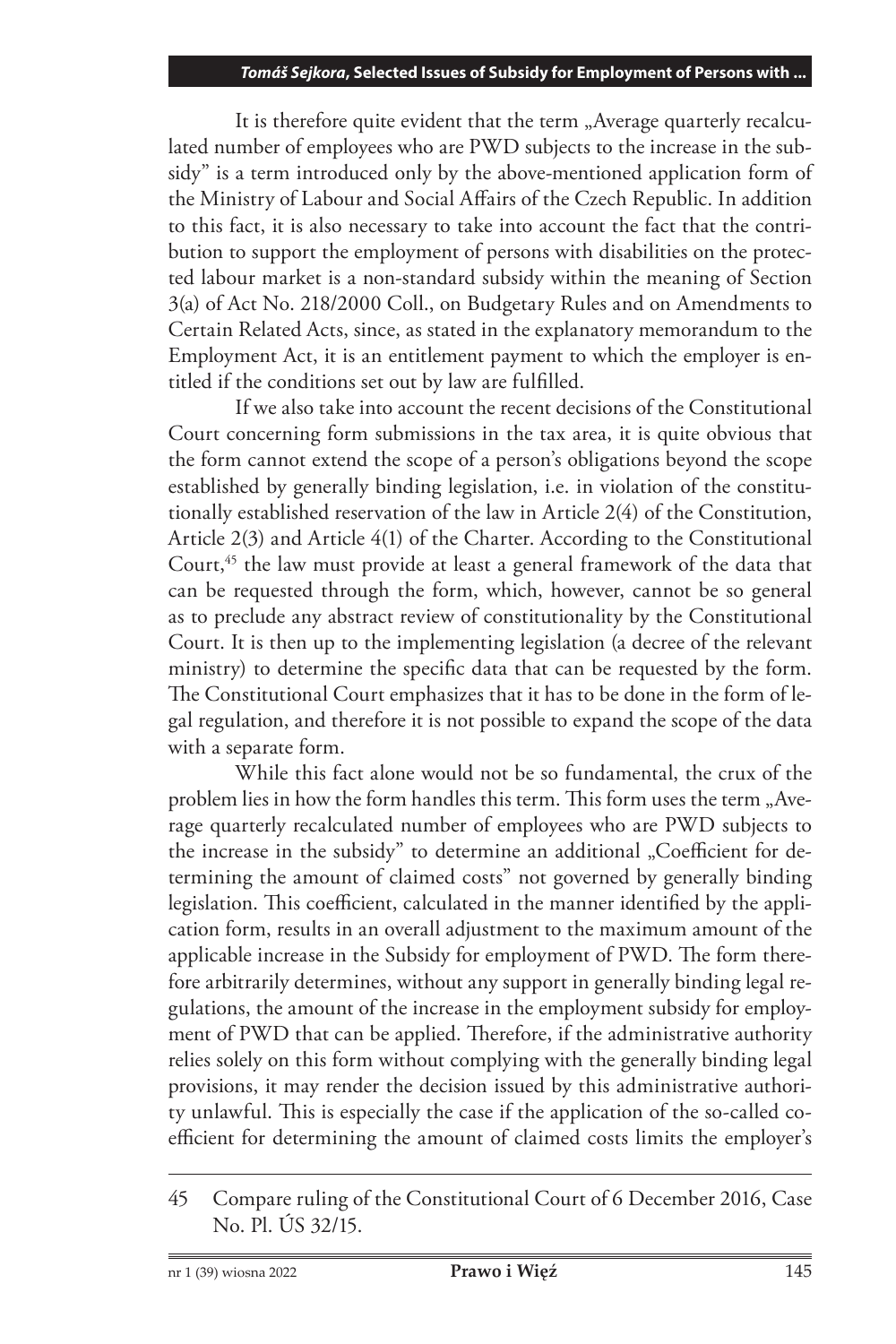It is therefore quite evident that the term „Average quarterly recalculated number of employees who are PWD subjects to the increase in the subsidy" is a term introduced only by the above-mentioned application form of the Ministry of Labour and Social Affairs of the Czech Republic. In addition to this fact, it is also necessary to take into account the fact that the contribution to support the employment of persons with disabilities on the protected labour market is a non-standard subsidy within the meaning of Section 3(a) of Act No. 218/2000 Coll., on Budgetary Rules and on Amendments to Certain Related Acts, since, as stated in the explanatory memorandum to the Employment Act, it is an entitlement payment to which the employer is entitled if the conditions set out by law are fulfilled.

If we also take into account the recent decisions of the Constitutional Court concerning form submissions in the tax area, it is quite obvious that the form cannot extend the scope of a person's obligations beyond the scope established by generally binding legislation, i.e. in violation of the constitutionally established reservation of the law in Article 2(4) of the Constitution, Article 2(3) and Article 4(1) of the Charter. According to the Constitutional Court,[45] the law must provide at least a general framework of the data that can be requested through the form, which, however, cannot be so general as to preclude any abstract review of constitutionality by the Constitutional Court. It is then up to the implementing legislation (a decree of the relevant ministry) to determine the specific data that can be requested by the form. The Constitutional Court emphasizes that it has to be done in the form of legal regulation, and therefore it is not possible to expand the scope of the data with a separate form.

While this fact alone would not be so fundamental, the crux of the problem lies in how the form handles this term. This form uses the term „Average quarterly recalculated number of employees who are PWD subjects to the increase in the subsidy" to determine an additional „Coefficient for determining the amount of claimed costs" not governed by generally binding legislation. This coefficient, calculated in the manner identified by the application form, results in an overall adjustment to the maximum amount of the applicable increase in the Subsidy for employment of PWD. The form therefore arbitrarily determines, without any support in generally binding legal regulations, the amount of the increase in the employment subsidy for employment of PWD that can be applied. Therefore, if the administrative authority relies solely on this form without complying with the generally binding legal provisions, it may render the decision issued by this administrative authority unlawful. This is especially the case if the application of the so-called coefficient for determining the amount of claimed costs limits the employer's

45 Compare ruling of the Constitutional Court of 6 December 2016, Case No. Pl. ÚS 32/15.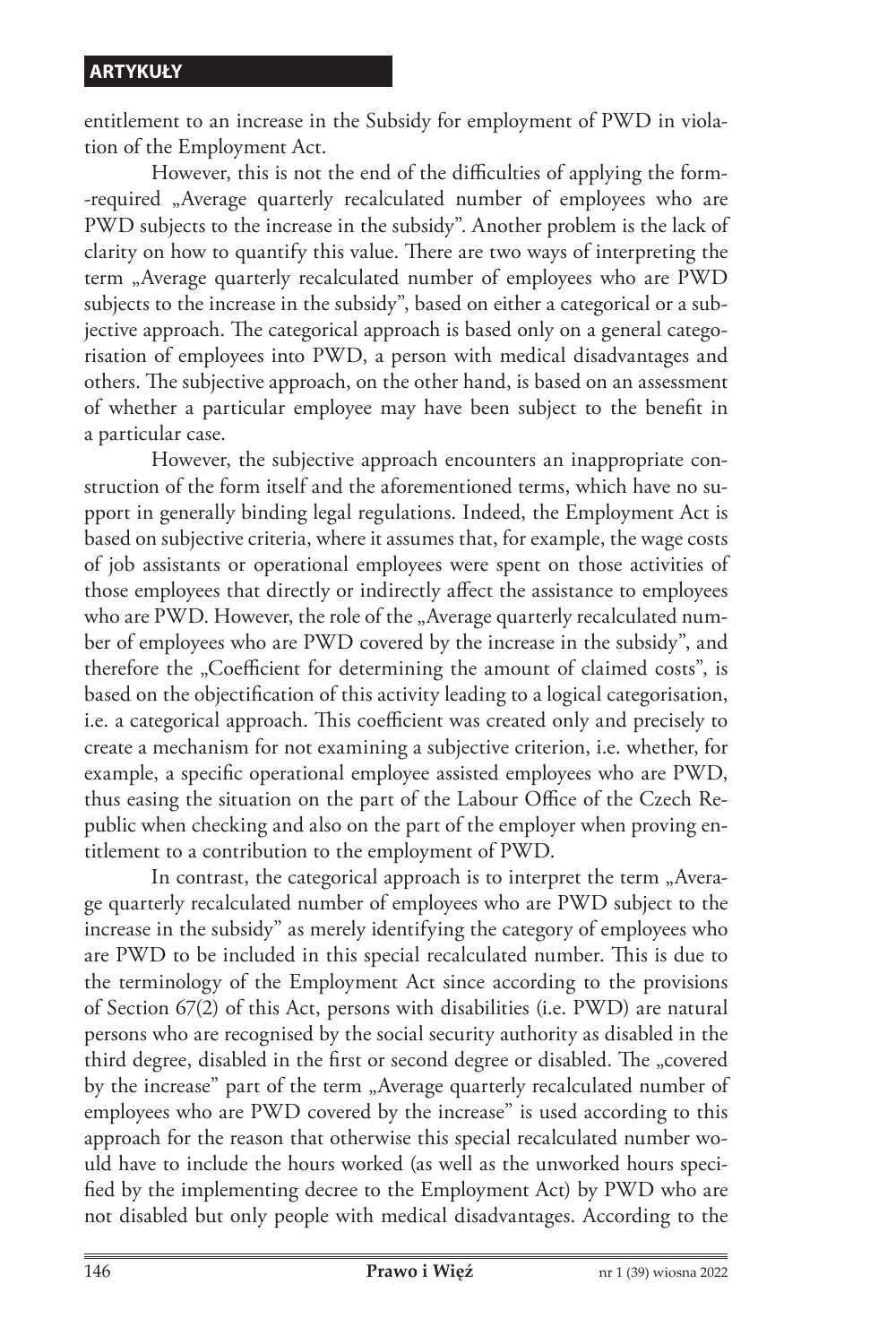entitlement to an increase in the Subsidy for employment of PWD in violation of the Employment Act.

However, this is not the end of the difficulties of applying the form-required „Average quarterly recalculated number of employees who are PWD subjects to the increase in the subsidy". Another problem is the lack of clarity on how to quantify this value. There are two ways of interpreting the term „Average quarterly recalculated number of employees who are PWD subjects to the increase in the subsidy", based on either a categorical or a subjective approach. The categorical approach is based only on a general categorisation of employees into PWD, a person with medical disadvantages and others. The subjective approach, on the other hand, is based on an assessment of whether a particular employee may have been subject to the benefit in a particular case.

However, the subjective approach encounters an inappropriate construction of the form itself and the aforementioned terms, which have no support in generally binding legal regulations. Indeed, the Employment Act is based on subjective criteria, where it assumes that, for example, the wage costs of job assistants or operational employees were spent on those activities of those employees that directly or indirectly affect the assistance to employees who are PWD. However, the role of the „Average quarterly recalculated number of employees who are PWD covered by the increase in the subsidy", and therefore the „Coefficient for determining the amount of claimed costs", is based on the objectification of this activity leading to a logical categorisation, i.e. a categorical approach. This coefficient was created only and precisely to create a mechanism for not examining a subjective criterion, i.e. whether, for example, a specific operational employee assisted employees who are PWD, thus easing the situation on the part of the Labour Office of the Czech Republic when checking and also on the part of the employer when proving entitlement to a contribution to the employment of PWD.

In contrast, the categorical approach is to interpret the term „Average quarterly recalculated number of employees who are PWD subject to the increase in the subsidy" as merely identifying the category of employees who are PWD to be included in this special recalculated number. This is due to the terminology of the Employment Act since according to the provisions of Section 67(2) of this Act, persons with disabilities (i.e. PWD) are natural persons who are recognised by the social security authority as disabled in the third degree, disabled in the first or second degree or disabled. The „covered by the increase" part of the term „Average quarterly recalculated number of employees who are PWD covered by the increase" is used according to this approach for the reason that otherwise this special recalculated number would have to include the hours worked (as well as the unworked hours specified by the implementing decree to the Employment Act) by PWD who are not disabled but only people with medical disadvantages. According to the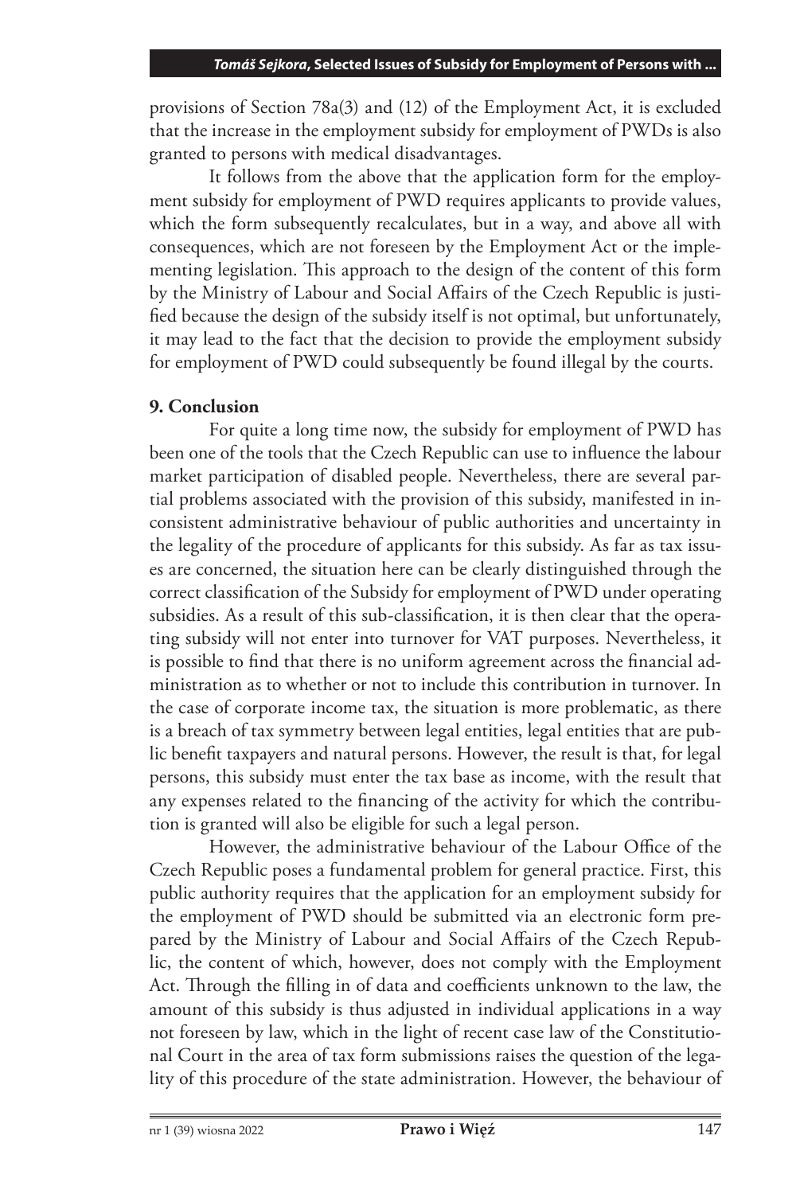provisions of Section 78a(3) and (12) of the Employment Act, it is excluded that the increase in the employment subsidy for employment of PWDs is also granted to persons with medical disadvantages.

It follows from the above that the application form for the employment subsidy for employment of PWD requires applicants to provide values, which the form subsequently recalculates, but in a way, and above all with consequences, which are not foreseen by the Employment Act or the implementing legislation. This approach to the design of the content of this form by the Ministry of Labour and Social Affairs of the Czech Republic is justified because the design of the subsidy itself is not optimal, but unfortunately, it may lead to the fact that the decision to provide the employment subsidy for employment of PWD could subsequently be found illegal by the courts.

## 9. Conclusion

For quite a long time now, the subsidy for employment of PWD has been one of the tools that the Czech Republic can use to influence the labour market participation of disabled people. Nevertheless, there are several partial problems associated with the provision of this subsidy, manifested in inconsistent administrative behaviour of public authorities and uncertainty in the legality of the procedure of applicants for this subsidy. As far as tax issues are concerned, the situation here can be clearly distinguished through the correct classification of the Subsidy for employment of PWD under operating subsidies. As a result of this sub-classification, it is then clear that the operating subsidy will not enter into turnover for VAT purposes. Nevertheless, it is possible to find that there is no uniform agreement across the financial administration as to whether or not to include this contribution in turnover. In the case of corporate income tax, the situation is more problematic, as there is a breach of tax symmetry between legal entities, legal entities that are public benefit taxpayers and natural persons. However, the result is that, for legal persons, this subsidy must enter the tax base as income, with the result that any expenses related to the financing of the activity for which the contribution is granted will also be eligible for such a legal person.

However, the administrative behaviour of the Labour Office of the Czech Republic poses a fundamental problem for general practice. First, this public authority requires that the application for an employment subsidy for the employment of PWD should be submitted via an electronic form prepared by the Ministry of Labour and Social Affairs of the Czech Republic, the content of which, however, does not comply with the Employment Act. Through the filling in of data and coefficients unknown to the law, the amount of this subsidy is thus adjusted in individual applications in a way not foreseen by law, which in the light of recent case law of the Constitutional Court in the area of tax form submissions raises the question of the legality of this procedure of the state administration. However, the behaviour of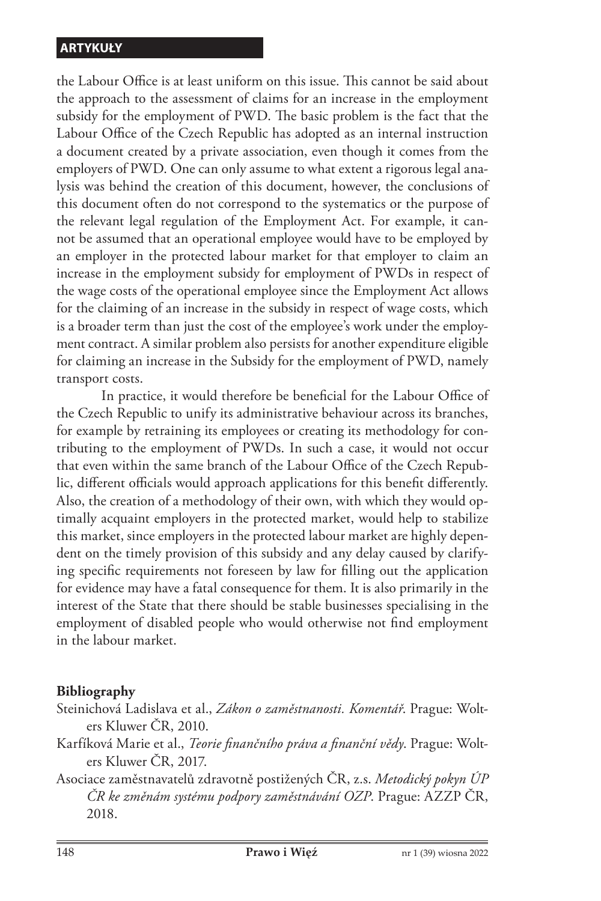the Labour Office is at least uniform on this issue. This cannot be said about the approach to the assessment of claims for an increase in the employment subsidy for the employment of PWD. The basic problem is the fact that the Labour Office of the Czech Republic has adopted as an internal instruction a document created by a private association, even though it comes from the employers of PWD. One can only assume to what extent a rigorous legal analysis was behind the creation of this document, however, the conclusions of this document often do not correspond to the systematics or the purpose of the relevant legal regulation of the Employment Act. For example, it cannot be assumed that an operational employee would have to be employed by an employer in the protected labour market for that employer to claim an increase in the employment subsidy for employment of PWDs in respect of the wage costs of the operational employee since the Employment Act allows for the claiming of an increase in the subsidy in respect of wage costs, which is a broader term than just the cost of the employee's work under the employment contract. A similar problem also persists for another expenditure eligible for claiming an increase in the Subsidy for the employment of PWD, namely transport costs.

In practice, it would therefore be beneficial for the Labour Office of the Czech Republic to unify its administrative behaviour across its branches, for example by retraining its employees or creating its methodology for contributing to the employment of PWDs. In such a case, it would not occur that even within the same branch of the Labour Office of the Czech Republic, different officials would approach applications for this benefit differently. Also, the creation of a methodology of their own, with which they would optimally acquaint employers in the protected market, would help to stabilize this market, since employers in the protected labour market are highly dependent on the timely provision of this subsidy and any delay caused by clarifying specific requirements not foreseen by law for filling out the application for evidence may have a fatal consequence for them. It is also primarily in the interest of the State that there should be stable businesses specialising in the employment of disabled people who would otherwise not find employment in the labour market.

## Bibliography

Steinichová Ladislava et al., *Zákon o zaměstnanosti. Komentář*. Prague: Wolters Kluwer ČR, 2010.

Karfíková Marie et al., *Teorie finančního práva a finanční vědy*. Prague: Wolters Kluwer ČR, 2017.

Asociace zaměstnavatelů zdravotně postižených ČR, z.s. *Metodický pokyn ÚP ČR ke změnám systému podpory zaměstnávání OZP*. Prague: AZZP ČR, 2018.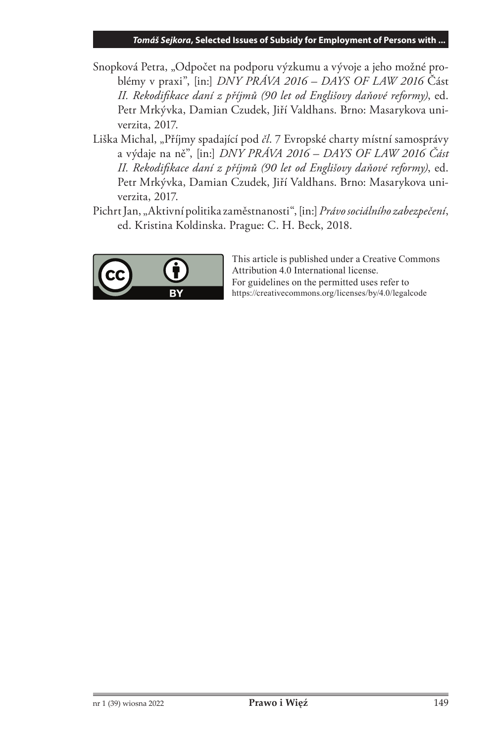Snopková Petra, „Odpočet na podporu výzkumu a vývoje a jeho možné problémy v praxi", [in:] *DNY PRÁVA 2016 – DAYS OF LAW 2016* Část *II. Rekodifikace daní z příjmů (90 let od Englišovy daňové reformy)*, ed. Petr Mrkývka, Damian Czudek, Jiří Valdhans. Brno: Masarykova univerzita, 2017.

Liška Michal, „Příjmy spadající pod *čl*. 7 Evropské charty místní samosprávy a výdaje na ně", [in:] *DNY PRÁVA 2016 – DAYS OF LAW 2016 Část II. Rekodifikace daní z příjmů (90 let od Englišovy daňové reformy)*, ed. Petr Mrkývka, Damian Czudek, Jiří Valdhans. Brno: Masarykova univerzita, 2017.

Pichrt Jan, „Aktivní politika zaměstnanosti", [in:] *Právo sociálního zabezpečení*, ed. Kristina Koldinska. Prague: C. H. Beck, 2018.

This article is published under a Creative Commons Attribution 4.0 International license.
For guidelines on the permitted uses refer to
https://creativecommons.org/licenses/by/4.0/legalcode